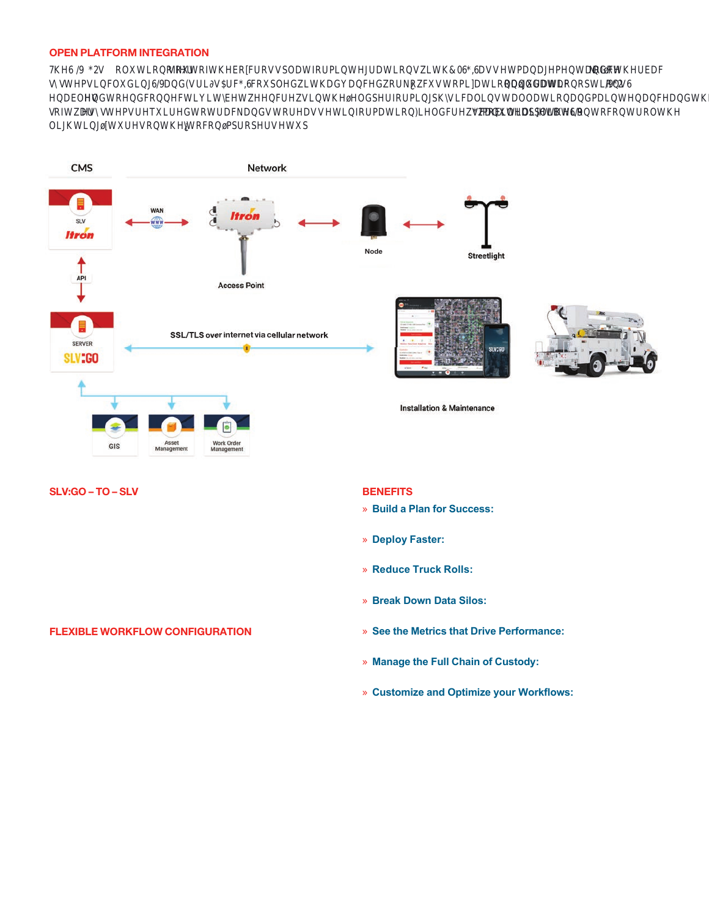## OPEN PLATFORM INTEGRATION

The SLV:GO's solution joins out of the box cross-platform integrations with CMS, GIS, asset management and other back-end systems including SLV and Esri's ArcGIS coupled with advanced workflow customization and data visualization options. SLV:GO enables end-to-end connectivity between crews in the field performing physical installation and maintenance and the software systems required to track and store asset information. Field crews can also use the app with SLV to control the lighting fixtures on the fly to confirm proper setup.

## SLV:GO – TO – SLV

## FLEXIBLE WORKFLOW CONFIGURATION

## BENEFITS

- **Build a Plan for Success:**
- **Deploy Faster:**
- **Reduce Truck Rolls:**
- **Break Down Data Silos:**
- **See the Metrics that Drive Performance:**
- **Manage the Full Chain of Custody:**
- **Customize and Optimize your Workflows:**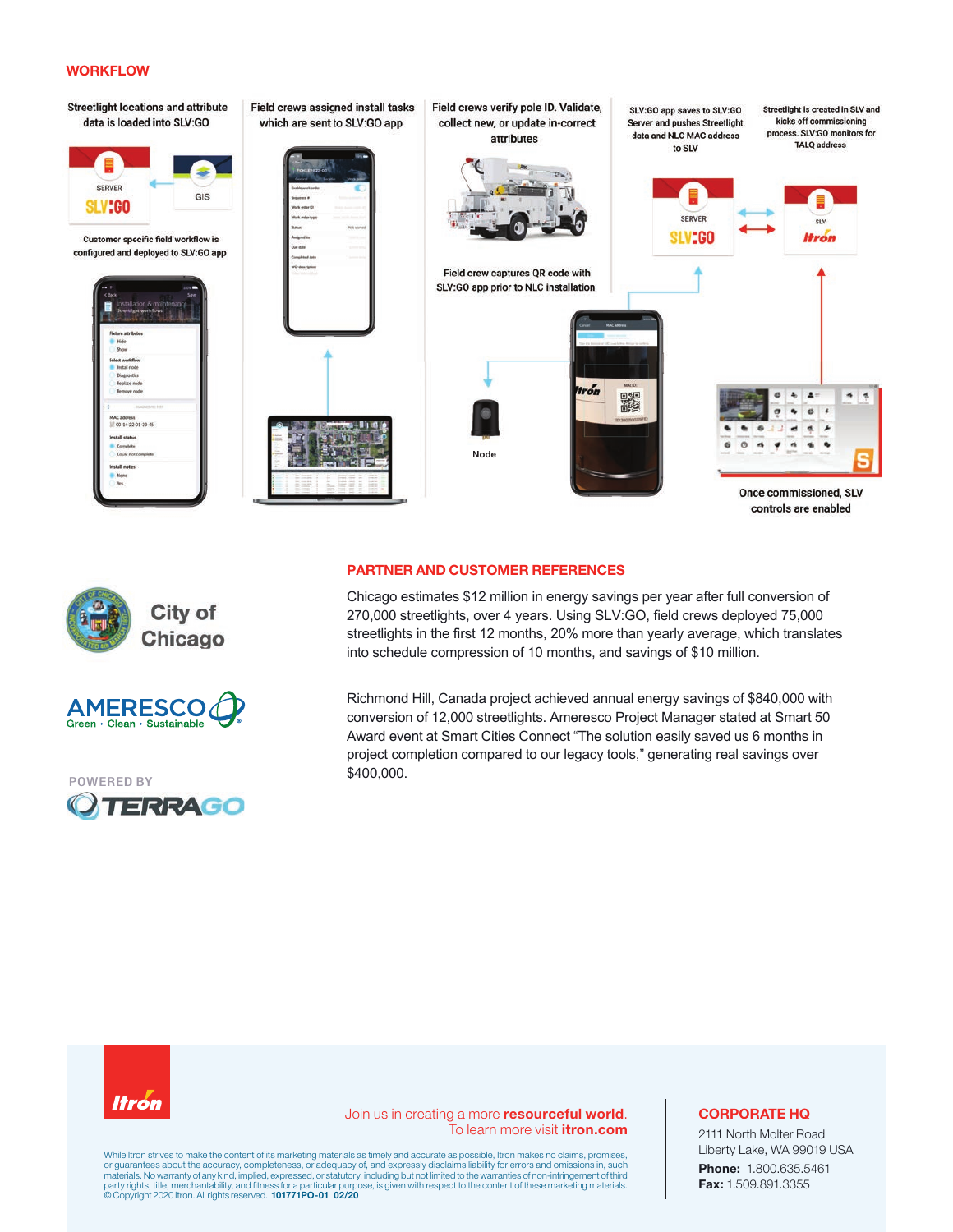## WORKFLOW

Streetlight locations and attribute data is loaded into SLV:GO

SERVER

SLV:GO

GIS

Customer specific field workflow is configured and deployed to SLV:GO app

Field crews assigned install tasks which are sent to SLV:GO app

Field crews verify pole ID. Validate, collect new, or update in-correct attributes

Field crew captures QR code with SLV:GO app prior to NLC installation

Node

SLV:GO app saves to SLV:GO Server and pushes Streetlight data and NLC MAC address to SLV

Streetlight is created in SLV and kicks off commissioning process. SLV:GO monitors for TALQ address

SERVER

SLV:GO

SLV

Itron

Once commissioned, SLV controls are enabled

## PARTNER AND CUSTOMER REFERENCES

City of Chicago

Chicago estimates $12 million in energy savings per year after full conversion of 270,000 streetlights, over 4 years. Using SLV:GO, field crews deployed 75,000 streetlights in the first 12 months, 20% more than yearly average, which translates into schedule compression of 10 months, and savings of $10 million.

AMERESCO Green · Clean · Sustainable

Richmond Hill, Canada project achieved annual energy savings of $840,000 with conversion of 12,000 streetlights. Ameresco Project Manager stated at Smart 50 Award event at Smart Cities Connect "The solution easily saved us 6 months in project completion compared to our legacy tools," generating real savings over $400,000.

POWERED BY TERRAGO

Itron

Join us in creating a more **resourceful world**.
To learn more visit **itron.com**

While Itron strives to make the content of its marketing materials as timely and accurate as possible, Itron makes no claims, promises, or guarantees about the accuracy, completeness, or adequacy of, and expressly disclaims liability for errors and omissions in, such materials. No warranty of any kind, implied, expressed, or statutory, including but not limited to the warranties of non-infringement of third party rights, title, merchantability, and fitness for a particular purpose, is given with respect to the content of these marketing materials. © Copyright 2020 Itron. All rights reserved. **101771PO-01 02/20**

**CORPORATE HQ**

2111 North Molter Road
Liberty Lake, WA 99019 USA

**Phone:** 1.800.635.5461
**Fax:** 1.509.891.3355